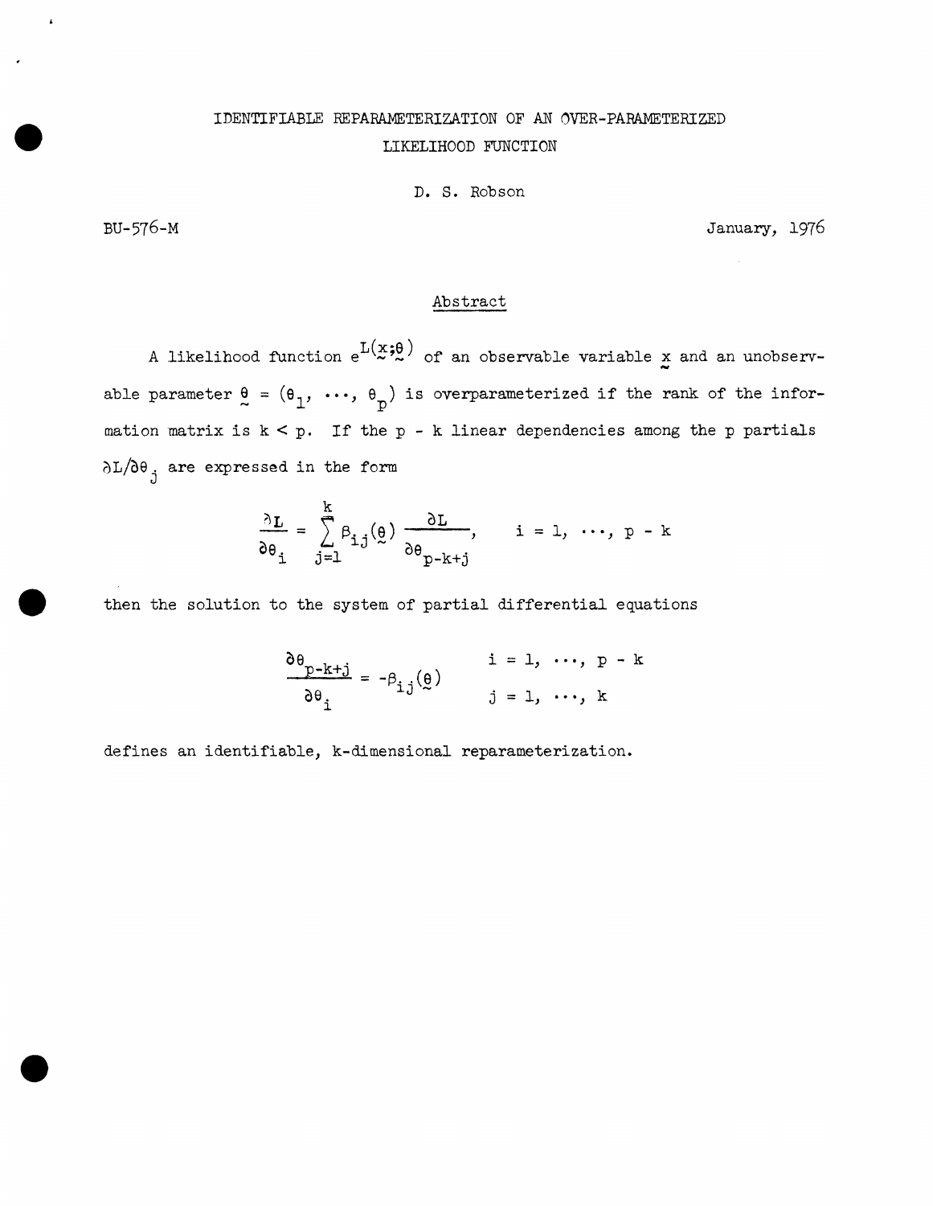# IDENTIFIABLE REPARAMETERIZATION OF AN OVER-PARAMETERIZED LIKELIHOOD FUNCTION

D. S. Robson

BU-576-M

January, 1976

## Abstract

A likelihood function $e^{L(\underset{\sim}{x};\underset{\sim}{\theta})}$ of an observable variable $\underset{\sim}{x}$ and an unobservable parameter $\underset{\sim}{\theta} = (\theta_1, \cdots, \theta_p)$ is overparameterized if the rank of the information matrix is $k < p$. If the $p - k$ linear dependencies among the $p$ partials $\partial L/\partial\theta_j$ are expressed in the form

$$\frac{\partial L}{\partial \theta_i} = \sum_{j=1}^{k} \beta_{ij}(\underset{\sim}{\theta}) \frac{\partial L}{\partial \theta_{p-k+j}}, \qquad i = 1, \cdots, p - k$$

then the solution to the system of partial differential equations

$$\frac{\partial \theta_{p-k+j}}{\partial \theta_i} = -\beta_{ij}(\underset{\sim}{\theta}) \qquad \begin{array}{l} i = 1, \cdots, p - k \\ j = 1, \cdots, k \end{array}$$

defines an identifiable, k-dimensional reparameterization.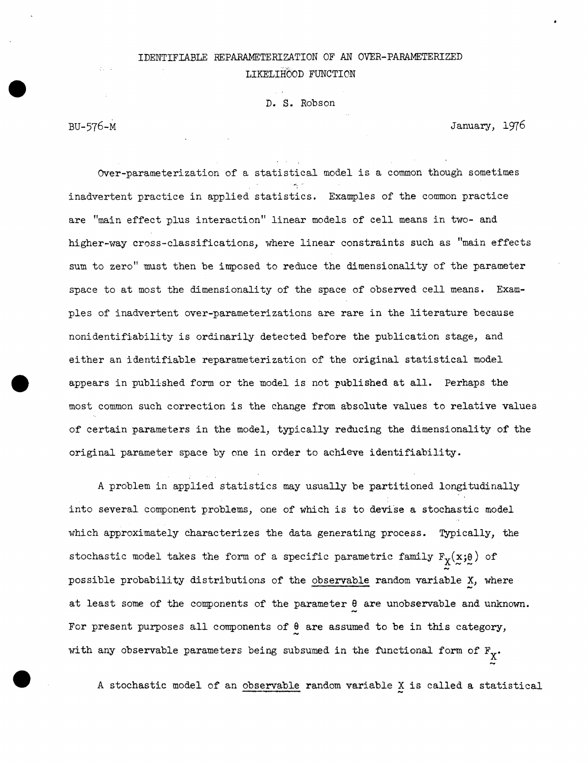# IDENTIFIABLE REPARAMETERIZATION OF AN OVER-PARAMETERIZED LIKELIHOOD FUNCTION

D. S. Robson

BU-576-M

January, 1976

Over-parameterization of a statistical model is a common though sometimes inadvertent practice in applied statistics. Examples of the common practice are "main effect plus interaction" linear models of cell means in two- and higher-way cross-classifications, where linear constraints such as "main effects sum to zero" must then be imposed to reduce the dimensionality of the parameter space to at most the dimensionality of the space of observed cell means. Examples of inadvertent over-parameterizations are rare in the literature because nonidentifiability is ordinarily detected before the publication stage, and either an identifiable reparameterization of the original statistical model appears in published form or the model is not published at all. Perhaps the most common such correction is the change from absolute values to relative values of certain parameters in the model, typically reducing the dimensionality of the original parameter space by one in order to achieve identifiability.

A problem in applied statistics may usually be partitioned longitudinally into several component problems, one of which is to devise a stochastic model which approximately characterizes the data generating process. Typically, the stochastic model takes the form of a specific parametric family $F_{\underset{\sim}{X}}(\underset{\sim}{x};\underset{\sim}{\theta})$ of possible probability distributions of the <u>observable</u> random variable $\underset{\sim}{X}$, where at least some of the components of the parameter $\underset{\sim}{\theta}$ are unobservable and unknown. For present purposes all components of $\underset{\sim}{\theta}$ are assumed to be in this category, with any observable parameters being subsumed in the functional form of $F_{\underset{\sim}{X}}$.

A stochastic model of an <u>observable</u> random variable $\underset{\sim}{X}$ is called a statistical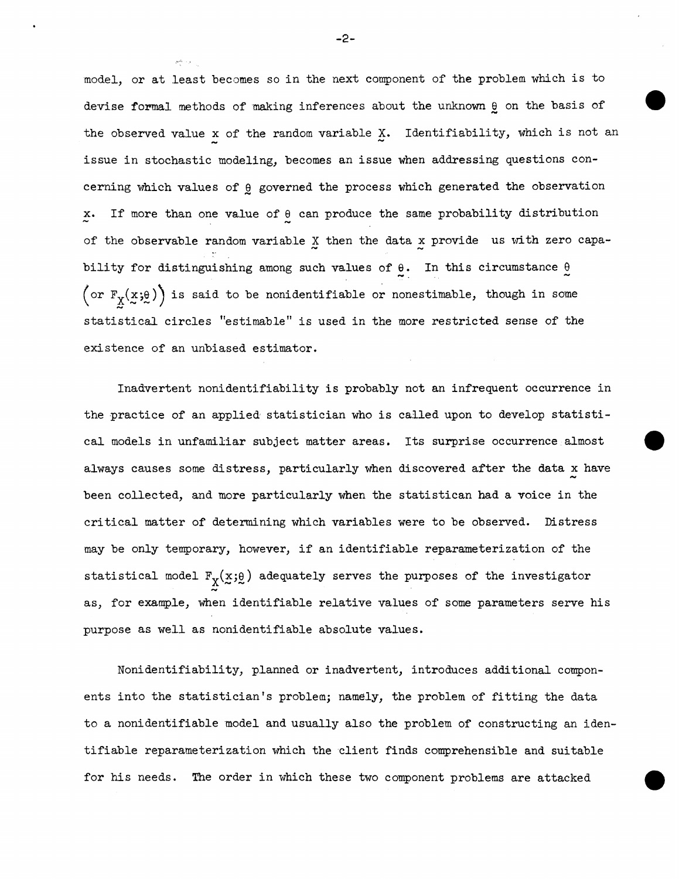model, or at least becomes so in the next component of the problem which is to devise formal methods of making inferences about the unknown $\underset{\sim}{\theta}$ on the basis of the observed value $\underset{\sim}{x}$ of the random variable $\underset{\sim}{X}$. Identifiability, which is not an issue in stochastic modeling, becomes an issue when addressing questions concerning which values of $\underset{\sim}{\theta}$ governed the process which generated the observation $\underset{\sim}{x}$. If more than one value of $\underset{\sim}{\theta}$ can produce the same probability distribution of the observable random variable $\underset{\sim}{X}$ then the data $\underset{\sim}{x}$ provide us with zero capability for distinguishing among such values of $\underset{\sim}{\theta}$. In this circumstance $\underset{\sim}{\theta}$ $\left(\text{or } F_{\underset{\sim}{X}}(\underset{\sim}{x};\underset{\sim}{\theta})\right)$ is said to be nonidentifiable or nonestimable, though in some statistical circles "estimable" is used in the more restricted sense of the existence of an unbiased estimator.

Inadvertent nonidentifiability is probably not an infrequent occurrence in the practice of an applied statistician who is called upon to develop statistical models in unfamiliar subject matter areas. Its surprise occurrence almost always causes some distress, particularly when discovered after the data $\underset{\sim}{x}$ have been collected, and more particularly when the statistican had a voice in the critical matter of determining which variables were to be observed. Distress may be only temporary, however, if an identifiable reparameterization of the statistical model $F_{\underset{\sim}{X}}(\underset{\sim}{x};\underset{\sim}{\theta})$ adequately serves the purposes of the investigator as, for example, when identifiable relative values of some parameters serve his purpose as well as nonidentifiable absolute values.

Nonidentifiability, planned or inadvertent, introduces additional components into the statistician's problem; namely, the problem of fitting the data to a nonidentifiable model and usually also the problem of constructing an identifiable reparameterization which the client finds comprehensible and suitable for his needs. The order in which these two component problems are attacked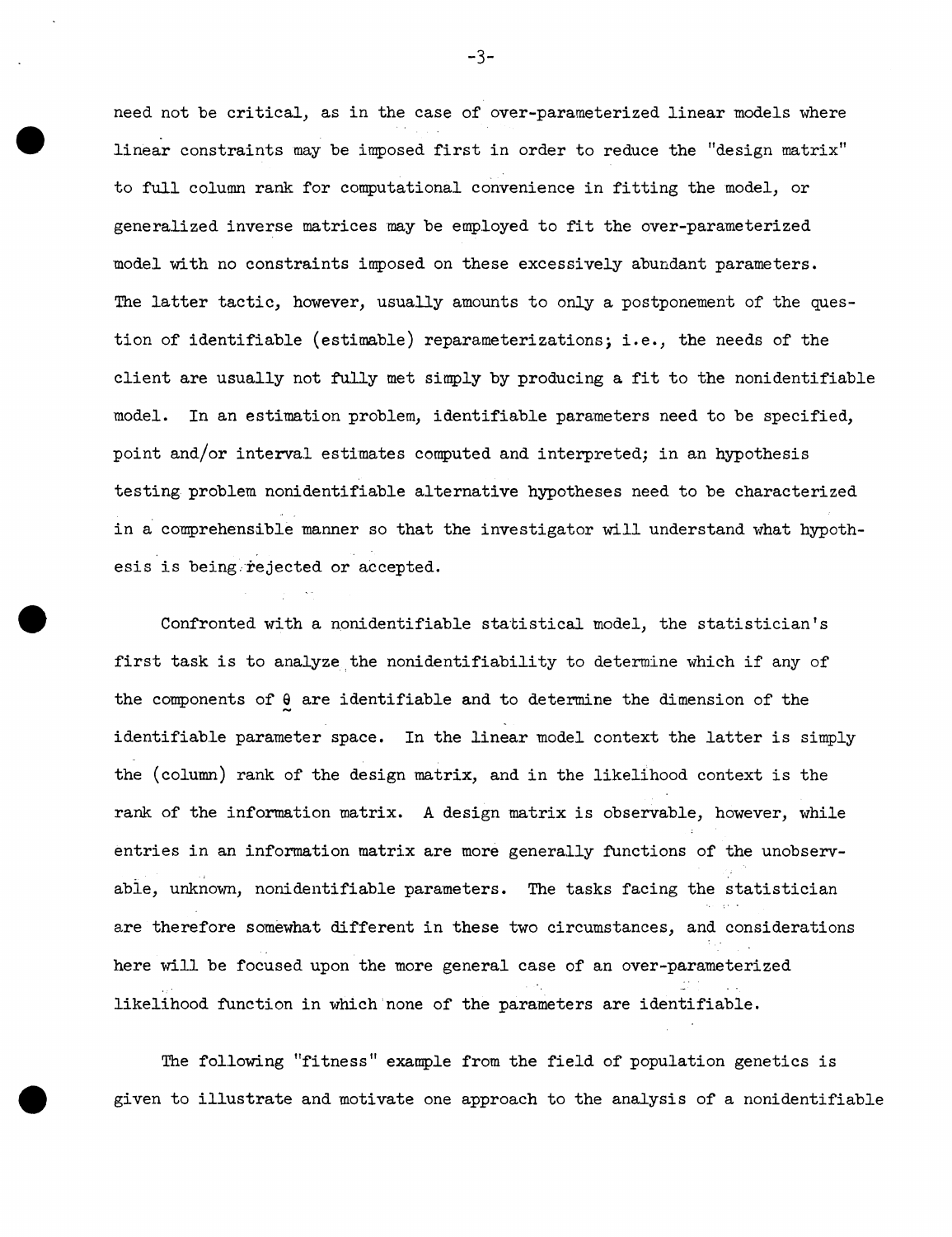need not be critical, as in the case of over-parameterized linear models where linear constraints may be imposed first in order to reduce the "design matrix" to full column rank for computational convenience in fitting the model, or generalized inverse matrices may be employed to fit the over-parameterized model with no constraints imposed on these excessively abundant parameters. The latter tactic, however, usually amounts to only a postponement of the question of identifiable (estimable) reparameterizations; i.e., the needs of the client are usually not fully met simply by producing a fit to the nonidentifiable model. In an estimation problem, identifiable parameters need to be specified, point and/or interval estimates computed and interpreted; in an hypothesis testing problem nonidentifiable alternative hypotheses need to be characterized in a comprehensible manner so that the investigator will understand what hypothesis is being rejected or accepted.

Confronted with a nonidentifiable statistical model, the statistician's first task is to analyze the nonidentifiability to determine which if any of the components of $\underset{\sim}{\theta}$ are identifiable and to determine the dimension of the identifiable parameter space. In the linear model context the latter is simply the (column) rank of the design matrix, and in the likelihood context is the rank of the information matrix. A design matrix is observable, however, while entries in an information matrix are more generally functions of the unobservable, unknown, nonidentifiable parameters. The tasks facing the statistician are therefore somewhat different in these two circumstances, and considerations here will be focused upon the more general case of an over-parameterized likelihood function in which none of the parameters are identifiable.

The following "fitness" example from the field of population genetics is given to illustrate and motivate one approach to the analysis of a nonidentifiable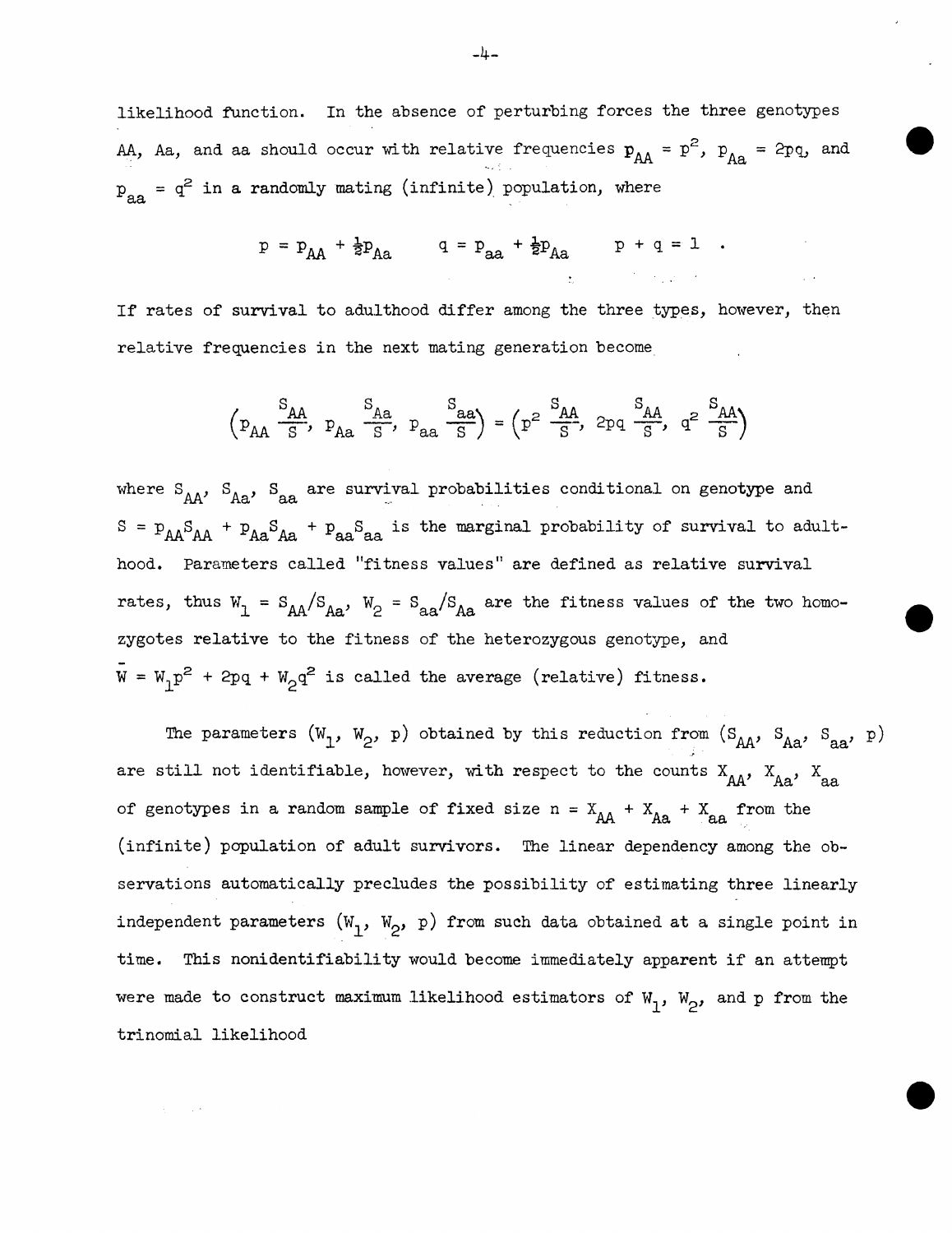likelihood function. In the absence of perturbing forces the three genotypes AA, Aa, and aa should occur with relative frequencies $p_{AA} = p^2$, $p_{Aa} = 2pq$, and $p_{aa} = q^2$ in a randomly mating (infinite) population, where

$$p = p_{AA} + \tfrac{1}{2}p_{Aa} \qquad q = p_{aa} + \tfrac{1}{2}p_{Aa} \qquad p + q = 1 \quad .$$

If rates of survival to adulthood differ among the three types, however, then relative frequencies in the next mating generation become

$$\left(p_{AA}\,\frac{S_{AA}}{S},\; p_{Aa}\,\frac{S_{Aa}}{S},\; p_{aa}\,\frac{S_{aa}}{S}\right) = \left(p^2\,\frac{S_{AA}}{S},\; 2pq\,\frac{S_{AA}}{S},\; q^2\,\frac{S_{AA}}{S}\right)$$

where $S_{AA}$, $S_{Aa}$, $S_{aa}$ are survival probabilities conditional on genotype and $S = p_{AA}S_{AA} + p_{Aa}S_{Aa} + p_{aa}S_{aa}$ is the marginal probability of survival to adulthood. Parameters called "fitness values" are defined as relative survival rates, thus $W_1 = S_{AA}/S_{Aa}$, $W_2 = S_{aa}/S_{Aa}$ are the fitness values of the two homozygotes relative to the fitness of the heterozygous genotype, and $\bar{W} = W_1p^2 + 2pq + W_2q^2$ is called the average (relative) fitness.

The parameters $(W_1, W_2, p)$ obtained by this reduction from $(S_{AA}, S_{Aa}, S_{aa}, p)$ are still not identifiable, however, with respect to the counts $X_{AA}$, $X_{Aa}$, $X_{aa}$ of genotypes in a random sample of fixed size $n = X_{AA} + X_{Aa} + X_{aa}$ from the (infinite) population of adult survivors. The linear dependency among the observations automatically precludes the possibility of estimating three linearly independent parameters $(W_1, W_2, p)$ from such data obtained at a single point in time. This nonidentifiability would become immediately apparent if an attempt were made to construct maximum likelihood estimators of $W_1$, $W_2$, and p from the trinomial likelihood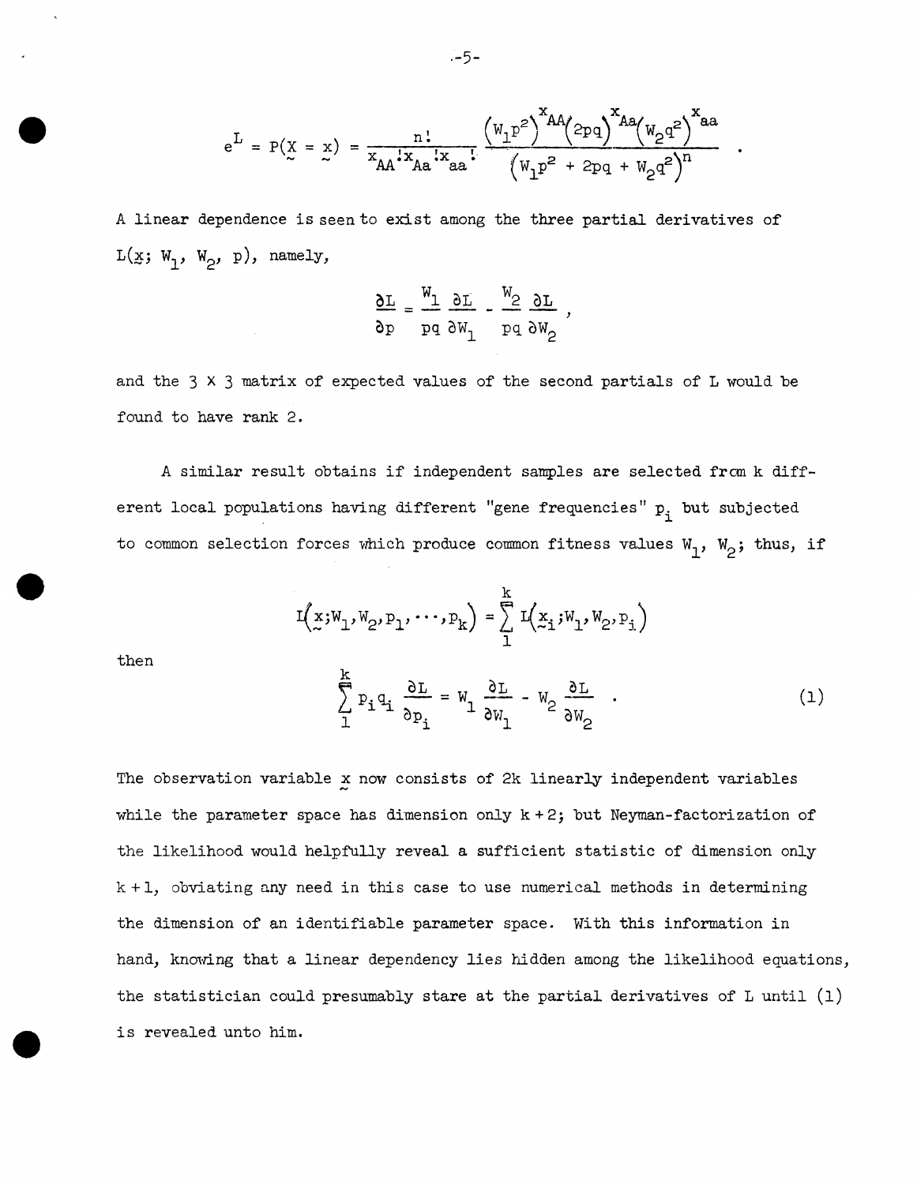$$e^L = P(\underset{\sim}{X} = \underset{\sim}{x}) = \frac{n!}{x_{AA}!x_{Aa}!x_{aa}!} \frac{\left(W_1p^2\right)^{x_{AA}}\left(2pq\right)^{x_{Aa}}\left(W_2q^2\right)^{x_{aa}}}{\left(W_1p^2 + 2pq + W_2q^2\right)^n} \quad .$$

A linear dependence is seen to exist among the three partial derivatives of $L(\underset{\sim}{x};\ W_1,\ W_2,\ p)$, namely,

$$\frac{\partial L}{\partial p} = \frac{W_1}{pq}\frac{\partial L}{\partial W_1} - \frac{W_2}{pq}\frac{\partial L}{\partial W_2} ,$$

and the $3 \times 3$ matrix of expected values of the second partials of L would be found to have rank 2.

A similar result obtains if independent samples are selected from k different local populations having different "gene frequencies" $p_i$ but subjected to common selection forces which produce common fitness values $W_1$, $W_2$; thus, if

$$L\left(\underset{\sim}{x};W_1,W_2,p_1,\cdots,p_k\right) = \sum_1^k L\left(\underset{\sim}{x}_i;W_1,W_2,p_i\right)$$

then

$$\sum_1^k p_iq_i \frac{\partial L}{\partial p_i} = W_1 \frac{\partial L}{\partial W_1} - W_2 \frac{\partial L}{\partial W_2} \quad . \tag{1}$$

The observation variable $\underset{\sim}{x}$ now consists of 2k linearly independent variables while the parameter space has dimension only $k+2$; but Neyman-factorization of the likelihood would helpfully reveal a sufficient statistic of dimension only $k+1$, obviating any need in this case to use numerical methods in determining the dimension of an identifiable parameter space. With this information in hand, knowing that a linear dependency lies hidden among the likelihood equations, the statistician could presumably stare at the partial derivatives of L until (1) is revealed unto him.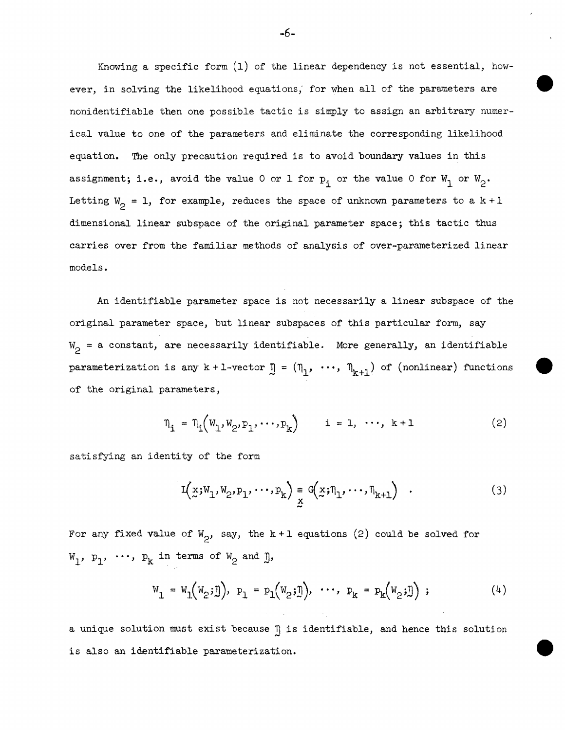Knowing a specific form (1) of the linear dependency is not essential, however, in solving the likelihood equations, for when all of the parameters are nonidentifiable then one possible tactic is simply to assign an arbitrary numerical value to one of the parameters and eliminate the corresponding likelihood equation. The only precaution required is to avoid boundary values in this assignment; i.e., avoid the value 0 or 1 for $p_i$ or the value 0 for $W_1$ or $W_2$. Letting $W_2 = 1$, for example, reduces the space of unknown parameters to a $k+1$ dimensional linear subspace of the original parameter space; this tactic thus carries over from the familiar methods of analysis of over-parameterized linear models.

An identifiable parameter space is not necessarily a linear subspace of the original parameter space, but linear subspaces of this particular form, say $W_2$ = a constant, are necessarily identifiable. More generally, an identifiable parameterization is any $k+1$-vector $\underset{\sim}{\eta} = (\eta_1, \cdots, \eta_{k+1})$ of (nonlinear) functions of the original parameters,

$$\eta_i = \eta_i\left(W_1, W_2, p_1, \cdots, p_k\right) \qquad i = 1, \cdots, k+1 \tag{2}$$

satisfying an identity of the form

$$L\left(\underset{\sim}{x}; W_1, W_2, p_1, \cdots, p_k\right) \underset{\underset{\sim}{x}}{\equiv} G\left(\underset{\sim}{x}; \eta_1, \cdots, \eta_{k+1}\right) \quad . \tag{3}$$

For any fixed value of $W_2$, say, the $k+1$ equations (2) could be solved for $W_1, p_1, \cdots, p_k$ in terms of $W_2$ and $\underset{\sim}{\eta}$,

$$W_1 = W_1\left(W_2; \underset{\sim}{\eta}\right), \; p_1 = p_1\left(W_2; \underset{\sim}{\eta}\right), \; \cdots, \; p_k = p_k\left(W_2; \underset{\sim}{\eta}\right) \; ; \tag{4}$$

a unique solution must exist because $\underset{\sim}{\eta}$ is identifiable, and hence this solution is also an identifiable parameterization.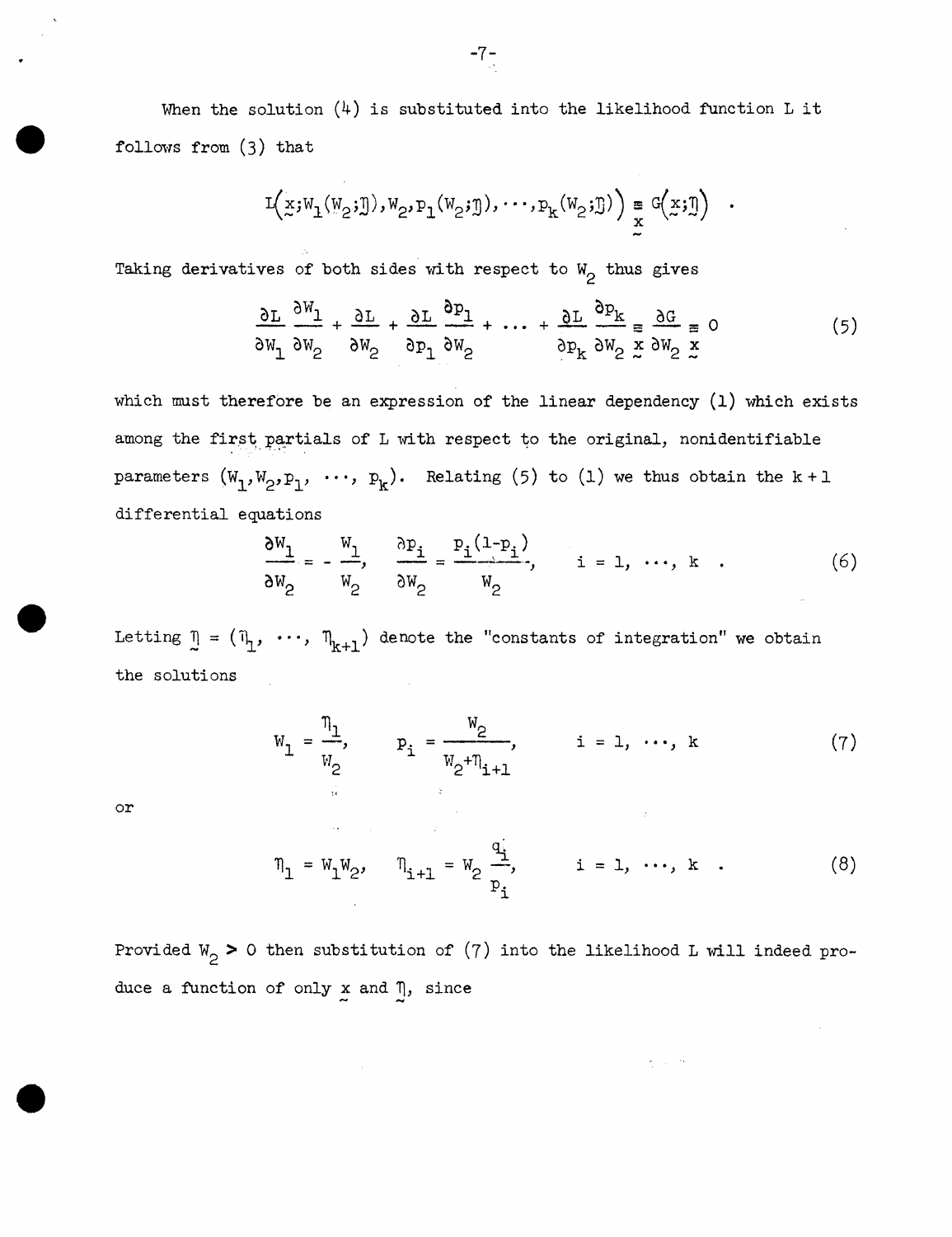When the solution (4) is substituted into the likelihood function L it follows from (3) that

$$L\left(\underset{\sim}{x}; W_1(W_2;\underset{\sim}{\eta}), W_2, p_1(W_2;\underset{\sim}{\eta}), \cdots, p_k(W_2;\underset{\sim}{\eta})\right) \underset{\underset{\sim}{x}}{\equiv} G\left(\underset{\sim}{x};\underset{\sim}{\eta}\right) \quad .$$

Taking derivatives of both sides with respect to $W_2$ thus gives

$$\frac{\partial L}{\partial W_1}\frac{\partial W_1}{\partial W_2} + \frac{\partial L}{\partial W_2} + \frac{\partial L}{\partial p_1}\frac{\partial p_1}{\partial W_2} + \cdots + \frac{\partial L}{\partial p_k}\frac{\partial p_k}{\partial W_2} \underset{\underset{\sim}{x}}{\equiv} \frac{\partial G}{\partial W_2} \underset{\underset{\sim}{x}}{\equiv} 0 \tag{5}$$

which must therefore be an expression of the linear dependency (1) which exists among the first partials of L with respect to the original, nonidentifiable parameters $(W_1, W_2, p_1, \cdots, p_k)$. Relating (5) to (1) we thus obtain the $k+1$ differential equations

$$\frac{\partial W_1}{\partial W_2} = -\frac{W_1}{W_2}, \quad \frac{\partial p_i}{\partial W_2} = \frac{p_i(1-p_i)}{W_2}, \qquad i = 1, \cdots, k \quad . \tag{6}$$

Letting $\underset{\sim}{\eta} = (\eta_1, \cdots, \eta_{k+1})$ denote the "constants of integration" we obtain the solutions

$$W_1 = \frac{\eta_1}{W_2}, \qquad p_i = \frac{W_2}{W_2 + \eta_{i+1}}, \qquad i = 1, \cdots, k \tag{7}$$

or

$$\eta_1 = W_1 W_2, \quad \eta_{i+1} = W_2 \frac{q_i}{p_i}, \qquad i = 1, \cdots, k \quad . \tag{8}$$

Provided $W_2 > 0$ then substitution of (7) into the likelihood L will indeed produce a function of only $\underset{\sim}{x}$ and $\underset{\sim}{\eta}$, since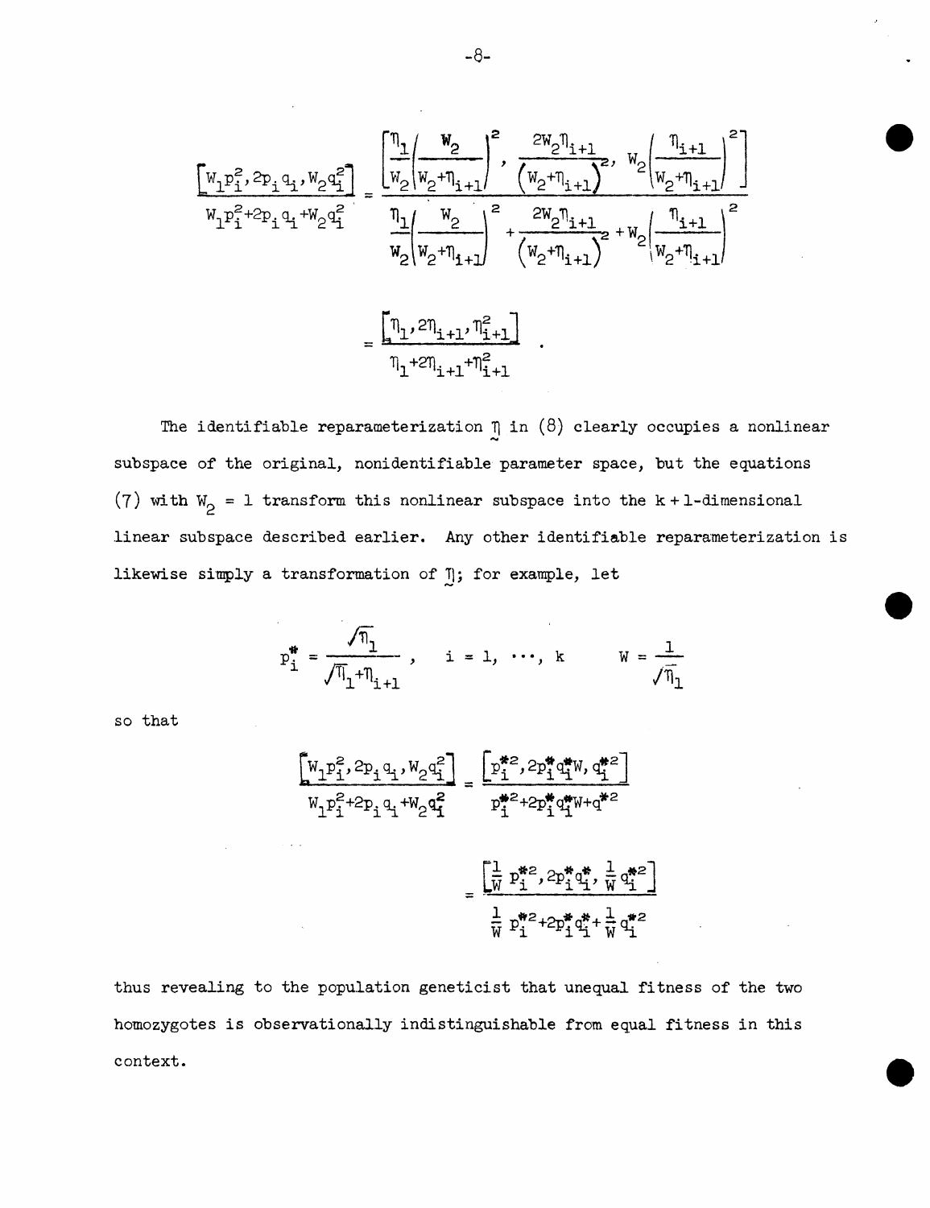$$\frac{\left[W_1 p_i^2, 2p_i q_i, W_2 q_i^2\right]}{W_1 p_i^2 + 2p_i q_i + W_2 q_i^2} = \frac{\left[\frac{\eta_1}{W_2}\left(\frac{W_2}{W_2+\eta_{i+1}}\right)^2, \frac{2W_2\eta_{i+1}}{\left(W_2+\eta_{i+1}\right)^2}, W_2\left(\frac{\eta_{i+1}}{W_2+\eta_{i+1}}\right)^2\right]}{\frac{\eta_1}{W_2}\left(\frac{W_2}{W_2+\eta_{i+1}}\right)^2 + \frac{2W_2\eta_{i+1}}{\left(W_2+\eta_{i+1}\right)^2} + W_2\left(\frac{\eta_{i+1}}{W_2+\eta_{i+1}}\right)^2}$$

$$= \frac{\left[\eta_1, 2\eta_{i+1}, \eta_{i+1}^2\right]}{\eta_1 + 2\eta_{i+1} + \eta_{i+1}^2} .$$

The identifiable reparameterization $\underset{\sim}{\eta}$ in (8) clearly occupies a nonlinear subspace of the original, nonidentifiable parameter space, but the equations (7) with $W_2 = 1$ transform this nonlinear subspace into the $k+1$-dimensional linear subspace described earlier. Any other identifiable reparameterization is likewise simply a transformation of $\underset{\sim}{\eta}$; for example, let

$$p_i^* = \frac{\sqrt{\eta_1}}{\sqrt{\eta_1} + \eta_{i+1}}, \quad i = 1, \cdots, k \qquad W = \frac{1}{\sqrt{\eta_1}}$$

so that

$$\frac{\left[W_1 p_i^2, 2p_i q_i, W_2 q_i^2\right]}{W_1 p_i^2 + 2p_i q_i + W_2 q_i^2} = \frac{\left[p_i^{*2}, 2p_i^* q_i^* W, q_i^{*2}\right]}{p_i^{*2} + 2p_i^* q_i^* W + q^{*2}}$$

$$= \frac{\left[\frac{1}{W} p_i^{*2}, 2p_i^* q_i^*, \frac{1}{W} q_i^{*2}\right]}{\frac{1}{W} p_i^{*2} + 2p_i^* q_i^* + \frac{1}{W} q_i^{*2}}$$

thus revealing to the population geneticist that unequal fitness of the two homozygotes is observationally indistinguishable from equal fitness in this context.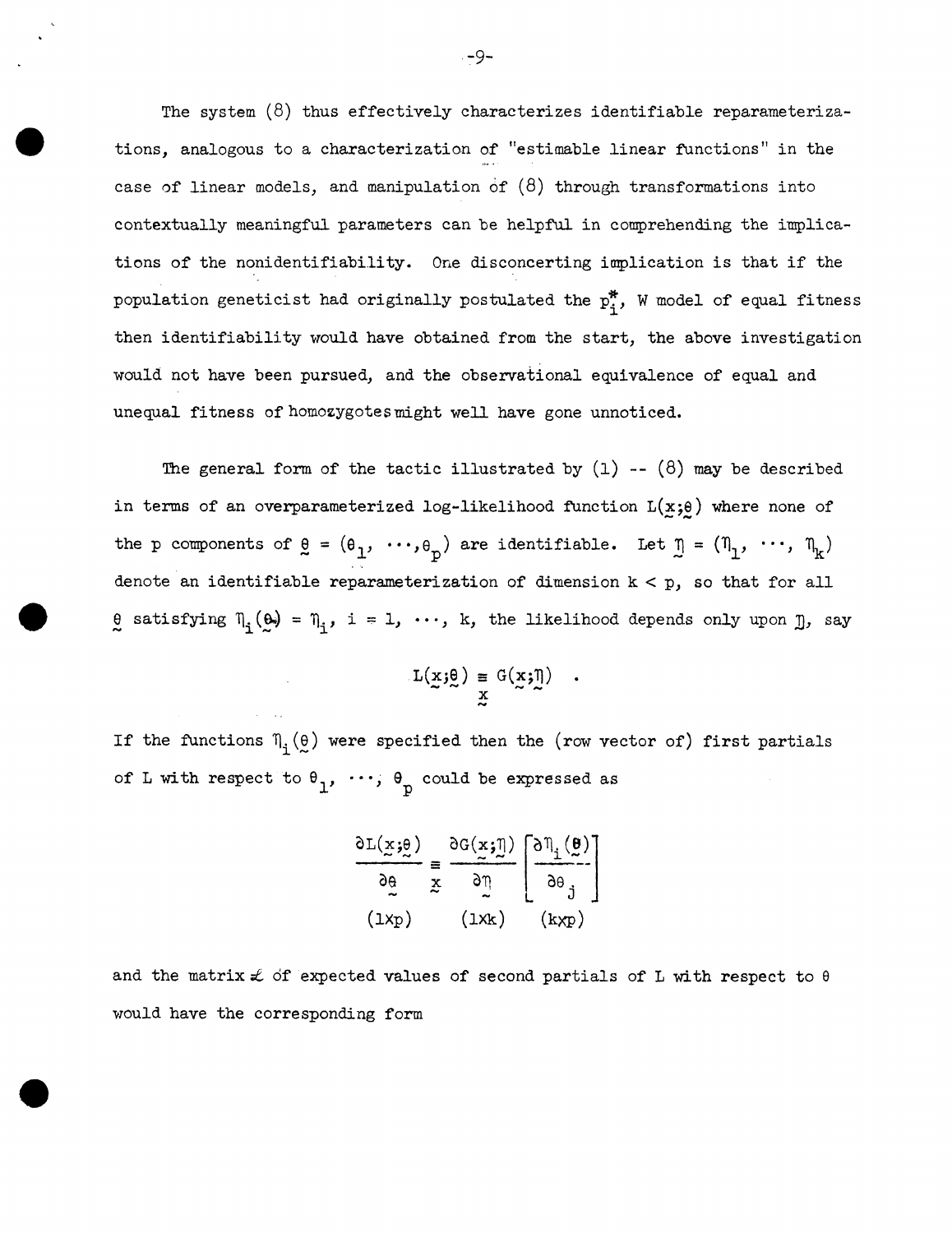The system (8) thus effectively characterizes identifiable reparameterizations, analogous to a characterization of "estimable linear functions" in the case of linear models, and manipulation of (8) through transformations into contextually meaningful parameters can be helpful in comprehending the implications of the nonidentifiability. One disconcerting implication is that if the population geneticist had originally postulated the $p_i^*$, W model of equal fitness then identifiability would have obtained from the start, the above investigation would not have been pursued, and the observational equivalence of equal and unequal fitness of homozygotes might well have gone unnoticed.

The general form of the tactic illustrated by (1) -- (8) may be described in terms of an overparameterized log-likelihood function $L(\underset{\sim}{x};\underset{\sim}{\theta})$ where none of the p components of $\underset{\sim}{\theta} = (\theta_1, \cdots, \theta_p)$ are identifiable. Let $\underset{\sim}{\eta} = (\eta_1, \cdots, \eta_k)$ denote an identifiable reparameterization of dimension $k < p$, so that for all $\underset{\sim}{\theta}$ satisfying $\eta_i(\underset{\sim}{\theta}) = \eta_i$, $i = 1, \cdots, k$, the likelihood depends only upon $\underset{\sim}{\eta}$, say

$$L(\underset{\sim}{x};\underset{\sim}{\theta}) \underset{\underset{\sim}{x}}{\equiv} G(\underset{\sim}{x};\underset{\sim}{\eta}) \quad .$$

If the functions $\eta_i(\underset{\sim}{\theta})$ were specified then the (row vector of) first partials of L with respect to $\theta_1, \cdots, \theta_p$ could be expressed as

$$\underset{(1 \times p)}{\frac{\partial L(\underset{\sim}{x};\underset{\sim}{\theta})}{\partial \underset{\sim}{\theta}}} \underset{\underset{\sim}{x}}{\equiv} \underset{(1 \times k)}{\frac{\partial G(\underset{\sim}{x};\underset{\sim}{\eta})}{\partial \underset{\sim}{\eta}}} \underset{(k \times p)}{\left[\frac{\partial \eta_i(\underset{\sim}{\theta})}{\partial \theta_j}\right]}$$

and the matrix $\mathcal{L}$ of expected values of second partials of L with respect to $\theta$ would have the corresponding form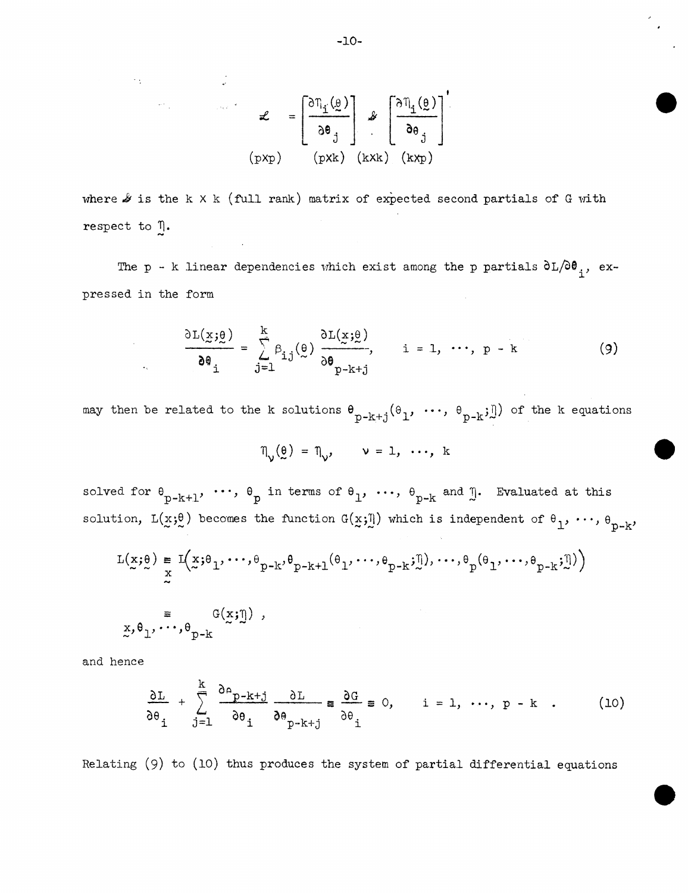$$\underset{(p\times p)}{\mathcal{L}} = \underset{(p\times k)}{\left[\frac{\partial \eta_i(\underset{\sim}{\theta})}{\partial \theta_j}\right]} \underset{(k\times k)}{\mathcal{J}} \underset{(k\times p)}{\left[\frac{\partial \eta_i(\underset{\sim}{\theta})}{\partial \theta_j}\right]'}$$

where $\mathcal{J}$ is the $k \times k$ (full rank) matrix of expected second partials of G with respect to $\underset{\sim}{\eta}$.

The $p - k$ linear dependencies which exist among the p partials $\partial L/\partial\theta_i$, expressed in the form

$$\frac{\partial L(\underset{\sim}{x};\underset{\sim}{\theta})}{\partial \theta_i} = \sum_{j=1}^{k} \beta_{ij}(\underset{\sim}{\theta}) \frac{\partial L(\underset{\sim}{x};\underset{\sim}{\theta})}{\partial \theta_{p-k+j}}, \qquad i = 1, \cdots, p - k \tag{9}$$

may then be related to the k solutions $\theta_{p-k+j}(\theta_1, \cdots, \theta_{p-k};\underset{\sim}{\eta})$ of the k equations

$$\eta_\nu(\underset{\sim}{\theta}) = \eta_\nu, \qquad \nu = 1, \cdots, k$$

solved for $\theta_{p-k+1}, \cdots, \theta_p$ in terms of $\theta_1, \cdots, \theta_{p-k}$ and $\underset{\sim}{\eta}$. Evaluated at this solution, $L(\underset{\sim}{x};\underset{\sim}{\theta})$ becomes the function $G(\underset{\sim}{x};\underset{\sim}{\eta})$ which is independent of $\theta_1, \cdots, \theta_{p-k}$,

$$L(\underset{\sim}{x};\underset{\sim}{\theta}) \underset{\underset{\sim}{x}}{\equiv} L\Big(\underset{\sim}{x};\theta_1,\cdots,\theta_{p-k},\theta_{p-k+1}(\theta_1,\cdots,\theta_{p-k};\underset{\sim}{\eta}),\cdots,\theta_p(\theta_1,\cdots,\theta_{p-k};\underset{\sim}{\eta})\Big)$$

$$\underset{\underset{\sim}{x},\theta_1,\cdots,\theta_{p-k}}{\equiv} G(\underset{\sim}{x};\underset{\sim}{\eta}) ,$$

and hence

$$\frac{\partial L}{\partial \theta_i} + \sum_{j=1}^{k} \frac{\partial \theta_{p-k+j}}{\partial \theta_i} \frac{\partial L}{\partial \theta_{p-k+j}} \equiv \frac{\partial G}{\partial \theta_i} \equiv 0, \qquad i = 1, \cdots, p - k \ . \tag{10}$$

Relating (9) to (10) thus produces the system of partial differential equations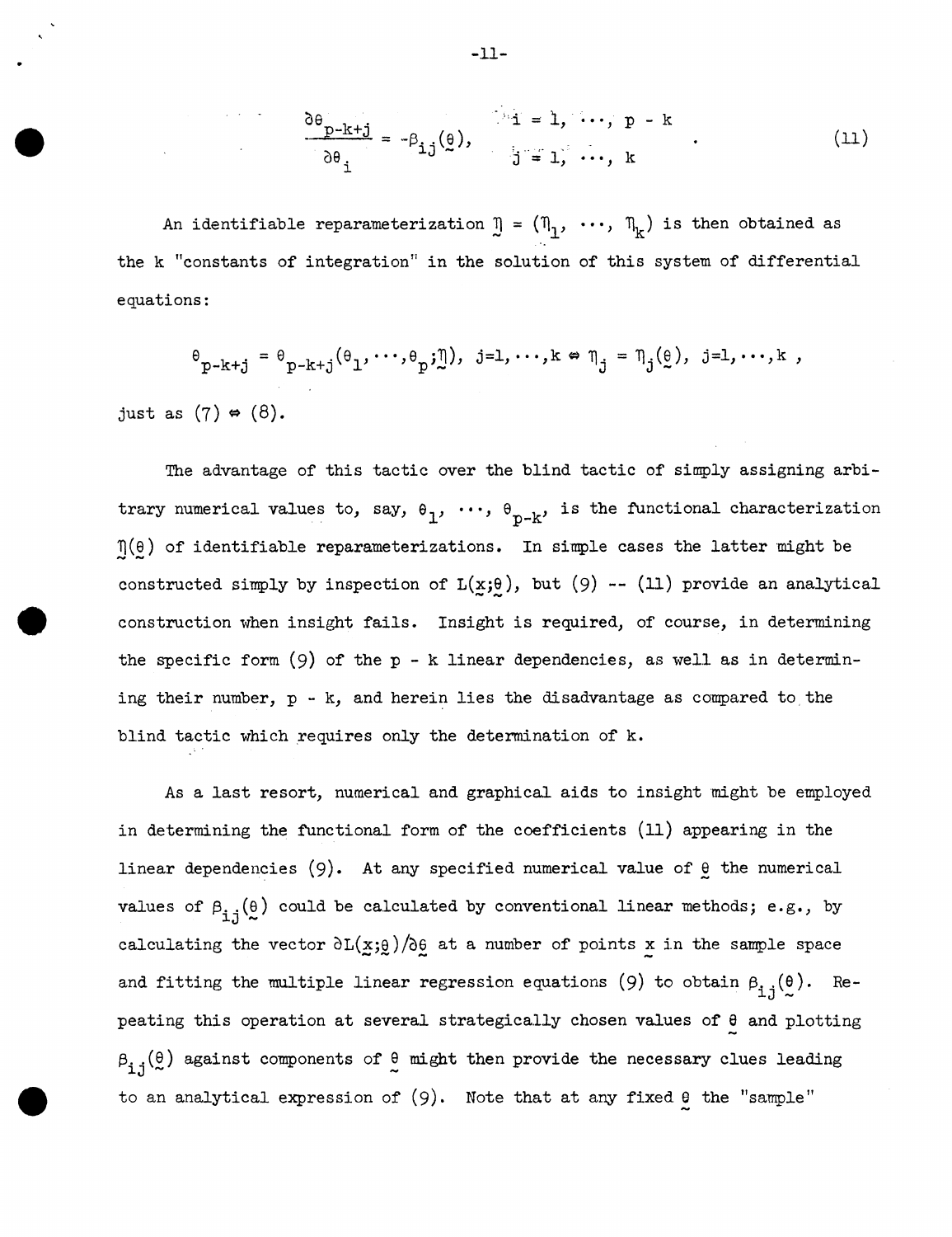$$\frac{\partial \theta_{p-k+j}}{\partial \theta_i} = -\beta_{ij}(\underset{\sim}{\theta}), \quad \begin{matrix} i = 1, \cdots, p-k \\ j = 1, \cdots, k \end{matrix} \quad . \tag{11}$$

An identifiable reparameterization $\underset{\sim}{\eta} = (\eta_1, \cdots, \eta_k)$ is then obtained as the k "constants of integration" in the solution of this system of differential equations:

$$\theta_{p-k+j} = \theta_{p-k+j}(\theta_1, \cdots, \theta_p; \underset{\sim}{\eta}),\ j=1,\cdots,k \Leftrightarrow \eta_j = \eta_j(\underset{\sim}{\theta}),\ j=1,\cdots,k ,$$

just as (7) $\Leftrightarrow$ (8).

The advantage of this tactic over the blind tactic of simply assigning arbitrary numerical values to, say, $\theta_1, \cdots, \theta_{p-k}$, is the functional characterization $\underset{\sim}{\eta}(\underset{\sim}{\theta})$ of identifiable reparameterizations. In simple cases the latter might be constructed simply by inspection of $L(\underset{\sim}{x};\underset{\sim}{\theta})$, but (9) -- (11) provide an analytical construction when insight fails. Insight is required, of course, in determining the specific form (9) of the p - k linear dependencies, as well as in determining their number, p - k, and herein lies the disadvantage as compared to the blind tactic which requires only the determination of k.

As a last resort, numerical and graphical aids to insight might be employed in determining the functional form of the coefficients (11) appearing in the linear dependencies (9). At any specified numerical value of $\underset{\sim}{\theta}$ the numerical values of $\beta_{ij}(\underset{\sim}{\theta})$ could be calculated by conventional linear methods; e.g., by calculating the vector $\partial L(\underset{\sim}{x};\underset{\sim}{\theta})/\partial \underset{\sim}{\theta}$ at a number of points $\underset{\sim}{x}$ in the sample space and fitting the multiple linear regression equations (9) to obtain $\beta_{ij}(\underset{\sim}{\theta})$. Repeating this operation at several strategically chosen values of $\underset{\sim}{\theta}$ and plotting $\beta_{ij}(\underset{\sim}{\theta})$ against components of $\underset{\sim}{\theta}$ might then provide the necessary clues leading to an analytical expression of (9). Note that at any fixed $\underset{\sim}{\theta}$ the "sample"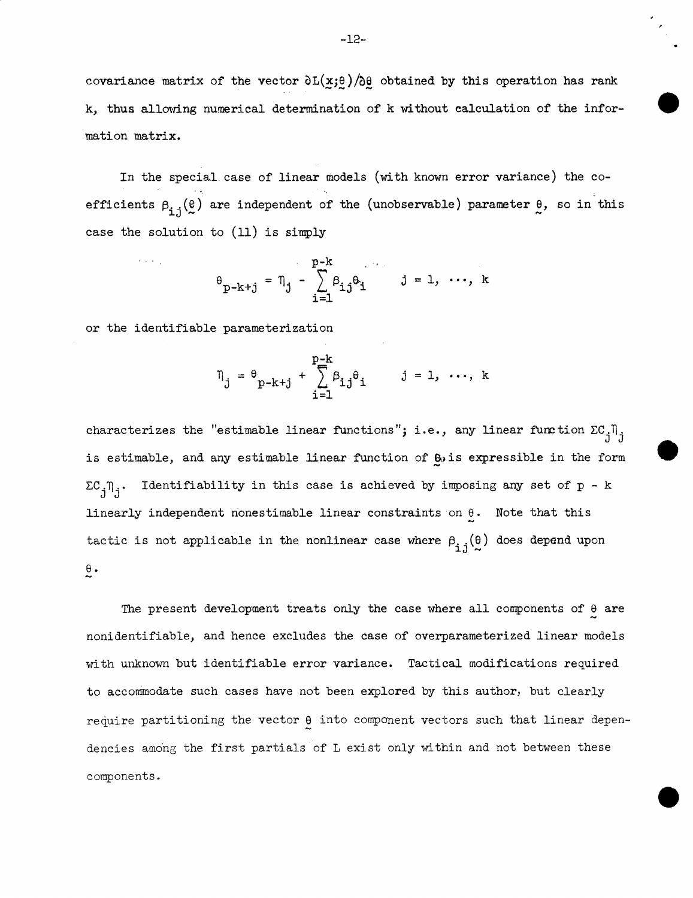covariance matrix of the vector $\partial L(\underset{\sim}{x};\underset{\sim}{\theta})/\partial\underset{\sim}{\theta}$ obtained by this operation has rank k, thus allowing numerical determination of k without calculation of the information matrix.

In the special case of linear models (with known error variance) the coefficients $\beta_{ij}(\underset{\sim}{\theta})$ are independent of the (unobservable) parameter $\underset{\sim}{\theta}$, so in this case the solution to (11) is simply

$$\theta_{p-k+j} = \eta_j - \sum_{i=1}^{p-k} \beta_{ij}\theta_i \qquad j = 1, \cdots, k$$

or the identifiable parameterization

$$\eta_j = \theta_{p-k+j} + \sum_{i=1}^{p-k} \beta_{ij}\theta_i \qquad j = 1, \cdots, k$$

characterizes the "estimable linear functions"; i.e., any linear function $\Sigma C_j \eta_j$ is estimable, and any estimable linear function of $\underset{\sim}{\theta}$ is expressible in the form $\Sigma C_j \eta_j$. Identifiability in this case is achieved by imposing any set of p - k linearly independent nonestimable linear constraints on $\underset{\sim}{\theta}$. Note that this tactic is not applicable in the nonlinear case where $\beta_{ij}(\underset{\sim}{\theta})$ does depend upon $\underset{\sim}{\theta}$.

The present development treats only the case where all components of $\underset{\sim}{\theta}$ are nonidentifiable, and hence excludes the case of overparameterized linear models with unknown but identifiable error variance. Tactical modifications required to accommodate such cases have not been explored by this author, but clearly require partitioning the vector $\underset{\sim}{\theta}$ into component vectors such that linear dependencies among the first partials of L exist only within and not between these components.